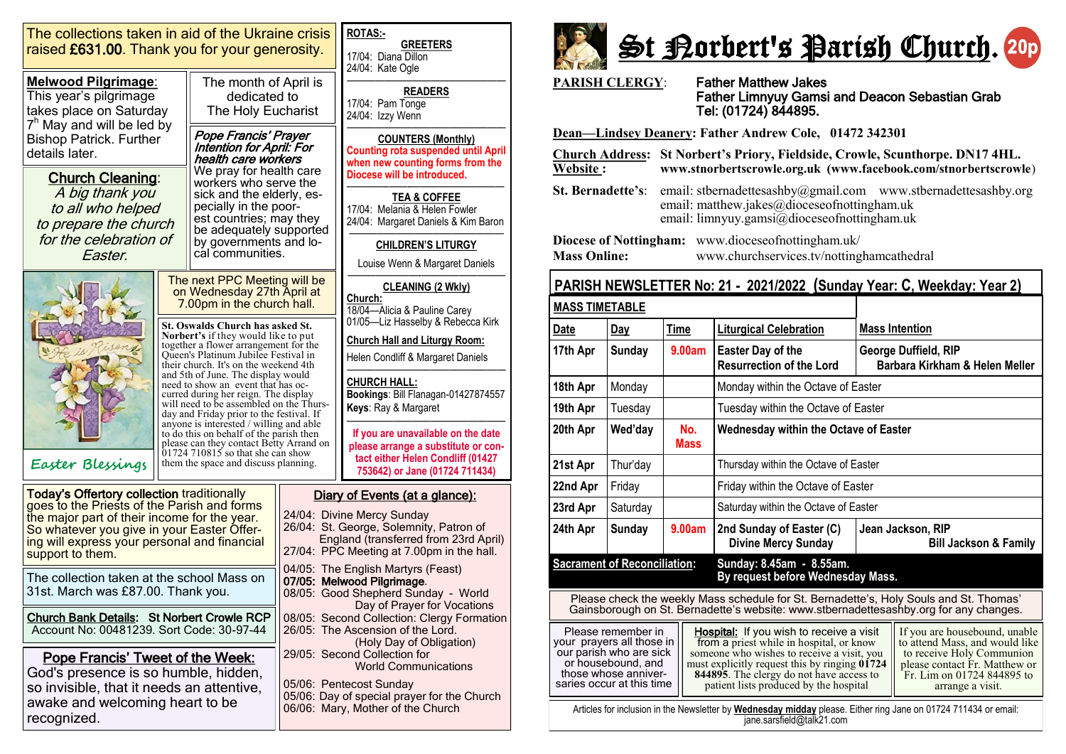The collections taken in aid of the Ukraine crisis raised **£631.00**. Thank you for your generosity.

**Melwood Pilgrimage**: This year's pilgrimage takes place on Saturday 7th May and will be led by Bishop Patrick. Further details later.

The month of April is dedicated to The Holy Eucharist

***Pope Francis' Prayer Intention for April: For health care workers***
We pray for health care workers who serve the sick and the elderly, especially in the poorest countries; may they be adequately supported by governments and local communities.

**Church Cleaning**:
*A big thank you to all who helped to prepare the church for the celebration of Easter.*

Easter Blessings

The next PPC Meeting will be on Wednesday 27th April at 7.00pm in the church hall.

**St. Oswalds Church has asked St. Norbert's** if they would like to put together a flower arrangement for the Queen's Platinum Jubilee Festival in their church. It's on the weekend 4th and 5th of June. The display would need to show an event that has occurred during her reign. The display will need to be assembled on the Thursday and Friday prior to the festival. If anyone is interested / willing and able to do this on behalf of the parish then please can they contact Betty Arrand on 01724 710815 so that she can show them the space and discuss planning.

**ROTAS:-**

**GREETERS**
17/04: Diana Dillon
24/04: Kate Ogle

**READERS**
17/04: Pam Tonge
24/04: Izzy Wenn

**COUNTERS (Monthly)**
**Counting rota suspended until April when new counting forms from the Diocese will be introduced.**

**TEA & COFFEE**
17/04: Melania & Helen Fowler
24/04: Margaret Daniels & Kim Baron

**CHILDREN'S LITURGY**
Louise Wenn & Margaret Daniels

**CLEANING (2 Wkly)**
**Church:**
18/04—Alicia & Pauline Carey
01/05—Liz Hasselby & Rebecca Kirk

**Church Hall and Liturgy Room:**
Helen Condliff & Margaret Daniels

**CHURCH HALL:**
**Bookings**: Bill Flanagan-01427874557
**Keys**: Ray & Margaret

**If you are unavailable on the date please arrange a substitute or contact either Helen Condliff (01427 753642) or Jane (01724 711434)**

**Today's Offertory collection** traditionally goes to the Priests of the Parish and forms the major part of their income for the year. So whatever you give in your Easter Offering will express your personal and financial support to them.

The collection taken at the school Mass on 31st. March was £87.00. Thank you.

**Church Bank Details: St Norbert Crowle RCP**
Account No: 00481239. Sort Code: 30-97-44

**Pope Francis' Tweet of the Week:**
God's presence is so humble, hidden, so invisible, that it needs an attentive, awake and welcoming heart to be recognized.

**Diary of Events (at a glance):**

24/04: Divine Mercy Sunday
26/04: St. George, Solemnity, Patron of England (transferred from 23rd April)
27/04: PPC Meeting at 7.00pm in the hall.

04/05: The English Martyrs (Feast)
**07/05: Melwood Pilgrimage.**
08/05: Good Shepherd Sunday - World Day of Prayer for Vocations
08/05: Second Collection: Clergy Formation
26/05: The Ascension of the Lord. (Holy Day of Obligation)
29/05: Second Collection for World Communications

05/06: Pentecost Sunday
05/06: Day of special prayer for the Church
06/06: Mary, Mother of the Church

# St Norbert's Parish Church. 20p

**PARISH CLERGY**: Father Matthew Jakes
Father Limnyuy Gamsi and Deacon Sebastian Grab
Tel: (01724) 844895.

**Dean—Lindsey Deanery: Father Andrew Cole, 01472 342301**

**Church Address: St Norbert's Priory, Fieldside, Crowle, Scunthorpe. DN17 4HL.**
**Website : www.stnorbertscrowle.org.uk (www.facebook.com/stnorbertscrowle)**

**St. Bernadette's**: email: stbernadettesashby@gmail.com www.stbernadettesashby.org
email: matthew.jakes@dioceseofnottingham.uk
email: limnyuy.gamsi@dioceseofnottingham.uk

**Diocese of Nottingham:** www.dioceseofnottingham.uk/
**Mass Online:** www.churchservices.tv/nottinghamcathedral

## PARISH NEWSLETTER No: 21 - 2021/2022 (Sunday Year: C, Weekday: Year 2)

**MASS TIMETABLE**

| Date | Day | Time | Liturgical Celebration | Mass Intention |
|---|---|---|---|---|
| 17th Apr | Sunday | 9.00am | Easter Day of the Resurrection of the Lord | George Duffield, RIP Barbara Kirkham & Helen Meller |
| 18th Apr | Monday | | Monday within the Octave of Easter | |
| 19th Apr | Tuesday | | Tuesday within the Octave of Easter | |
| 20th Apr | Wed'day | No. Mass | Wednesday within the Octave of Easter | |
| 21st Apr | Thur'day | | Thursday within the Octave of Easter | |
| 22nd Apr | Friday | | Friday within the Octave of Easter | |
| 23rd Apr | Saturday | | Saturday within the Octave of Easter | |
| 24th Apr | Sunday | 9.00am | 2nd Sunday of Easter (C) Divine Mercy Sunday | Jean Jackson, RIP Bill Jackson & Family |

**Sacrament of Reconciliation:** **Sunday: 8.45am - 8.55am. By request before Wednesday Mass.**

Please check the weekly Mass schedule for St. Bernadette's, Holy Souls and St. Thomas' Gainsborough on St. Bernadette's website: www.stbernadettesashby.org for any changes.

Please remember in your prayers all those in our parish who are sick or housebound, and those whose anniversaries occur at this time

**Hospital:** If you wish to receive a visit from a priest while in hospital, or know someone who wishes to receive a visit, you must explicitly request this by ringing **01724 844895**. The clergy do not have access to patient lists produced by the hospital

If you are housebound, unable to attend Mass, and would like to receive Holy Communion please contact Fr. Matthew or Fr. Lim on 01724 844895 to arrange a visit.

Articles for inclusion in the Newsletter by **Wednesday midday** please. Either ring Jane on 01724 711434 or email: jane.sarsfield@talk21.com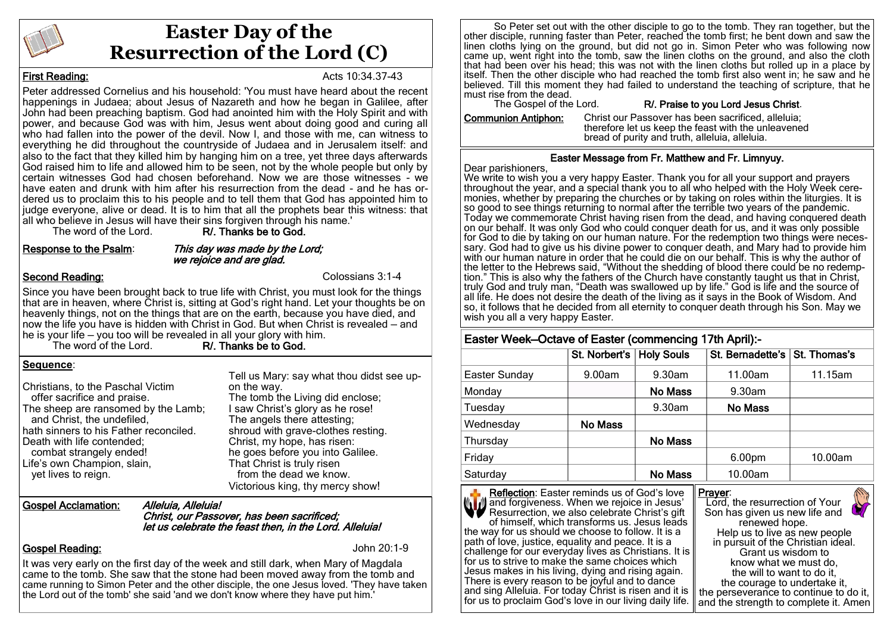# Easter Day of the Resurrection of the Lord (C)

**First Reading:** Acts 10:34.37-43

Peter addressed Cornelius and his household: 'You must have heard about the recent happenings in Judaea; about Jesus of Nazareth and how he began in Galilee, after John had been preaching baptism. God had anointed him with the Holy Spirit and with power, and because God was with him, Jesus went about doing good and curing all who had fallen into the power of the devil. Now I, and those with me, can witness to everything he did throughout the countryside of Judaea and in Jerusalem itself: and also to the fact that they killed him by hanging him on a tree, yet three days afterwards God raised him to life and allowed him to be seen, not by the whole people but only by certain witnesses God had chosen beforehand. Now we are those witnesses - we have eaten and drunk with him after his resurrection from the dead - and he has ordered us to proclaim this to his people and to tell them that God has appointed him to judge everyone, alive or dead. It is to him that all the prophets bear this witness: that all who believe in Jesus will have their sins forgiven through his name.'

The word of the Lord. **R/. Thanks be to God.**

**Response to the Psalm**: *This day was made by the Lord; we rejoice and are glad.*

**Second Reading:** Colossians 3:1-4

Since you have been brought back to true life with Christ, you must look for the things that are in heaven, where Christ is, sitting at God's right hand. Let your thoughts be on heavenly things, not on the things that are on the earth, because you have died, and now the life you have is hidden with Christ in God. But when Christ is revealed – and he is your life – you too will be revealed in all your glory with him.

The word of the Lord. **R/. Thanks be to God.**

**Sequence**:

Christians, to the Paschal Victim
offer sacrifice and praise.
The sheep are ransomed by the Lamb;
and Christ, the undefiled,
hath sinners to his Father reconciled.
Death with life contended;
combat strangely ended!
Life's own Champion, slain,
yet lives to reign.

Tell us Mary: say what thou didst see upon the way.
The tomb the Living did enclose;
I saw Christ's glory as he rose!
The angels there attesting;
shroud with grave-clothes resting.
Christ, my hope, has risen:
he goes before you into Galilee.
That Christ is truly risen
from the dead we know.
Victorious king, thy mercy show!

**Gospel Acclamation:** *Alleluia, Alleluia! Christ, our Passover, has been sacrificed; let us celebrate the feast then, in the Lord. Alleluia!*

**Gospel Reading:** John 20:1-9

It was very early on the first day of the week and still dark, when Mary of Magdala came to the tomb. She saw that the stone had been moved away from the tomb and came running to Simon Peter and the other disciple, the one Jesus loved. 'They have taken the Lord out of the tomb' she said 'and we don't know where they have put him.'

So Peter set out with the other disciple to go to the tomb. They ran together, but the other disciple, running faster than Peter, reached the tomb first; he bent down and saw the linen cloths lying on the ground, but did not go in. Simon Peter who was following now came up, went right into the tomb, saw the linen cloths on the ground, and also the cloth that had been over his head; this was not with the linen cloths but rolled up in a place by itself. Then the other disciple who had reached the tomb first also went in; he saw and he believed. Till this moment they had failed to understand the teaching of scripture, that he must rise from the dead.

The Gospel of the Lord. **R/. Praise to you Lord Jesus Christ.**

**Communion Antiphon:** Christ our Passover has been sacrificed, alleluia; therefore let us keep the feast with the unleavened bread of purity and truth, alleluia, alleluia.

**Easter Message from Fr. Matthew and Fr. Limnyuy.**

Dear parishioners,
We write to wish you a very happy Easter. Thank you for all your support and prayers throughout the year, and a special thank you to all who helped with the Holy Week ceremonies, whether by preparing the churches or by taking on roles within the liturgies. It is so good to see things returning to normal after the terrible two years of the pandemic. Today we commemorate Christ having risen from the dead, and having conquered death on our behalf. It was only God who could conquer death for us, and it was only possible for God to die by taking on our human nature. For the redemption two things were necessary. God had to give us his divine power to conquer death, and Mary had to provide him with our human nature in order that he could die on our behalf. This is why the author of the letter to the Hebrews said, "Without the shedding of blood there could be no redemption." This is also why the fathers of the Church have constantly taught us that in Christ, truly God and truly man, "Death was swallowed up by life." God is life and the source of all life. He does not desire the death of the living as it says in the Book of Wisdom. And so, it follows that he decided from all eternity to conquer death through his Son. May we wish you all a very happy Easter.

**Easter Week—Octave of Easter (commencing 17th April):-**

| | St. Norbert's | Holy Souls | St. Bernadette's | St. Thomas's |
|---|---|---|---|---|
| Easter Sunday | 9.00am | 9.30am | 11.00am | 11.15am |
| Monday | | No Mass | 9.30am | |
| Tuesday | | 9.30am | No Mass | |
| Wednesday | No Mass | | | |
| Thursday | | No Mass | | |
| Friday | | | 6.00pm | 10.00am |
| Saturday | | No Mass | 10.00am | |

**Reflection**: Easter reminds us of God's love and forgiveness. When we rejoice in Jesus' Resurrection, we also celebrate Christ's gift of himself, which transforms us. Jesus leads the way for us should we choose to follow. It is a path of love, justice, equality and peace. It is a challenge for our everyday lives as Christians. It is for us to strive to make the same choices which Jesus makes in his living, dying and rising again. There is every reason to be joyful and to dance and sing Alleluia. For today Christ is risen and it is for us to proclaim God's love in our living daily life.

**Prayer**:
Lord, the resurrection of Your Son has given us new life and renewed hope.
Help us to live as new people in pursuit of the Christian ideal.
Grant us wisdom to know what we must do,
the will to want to do it,
the courage to undertake it,
the perseverance to continue to do it,
and the strength to complete it. Amen